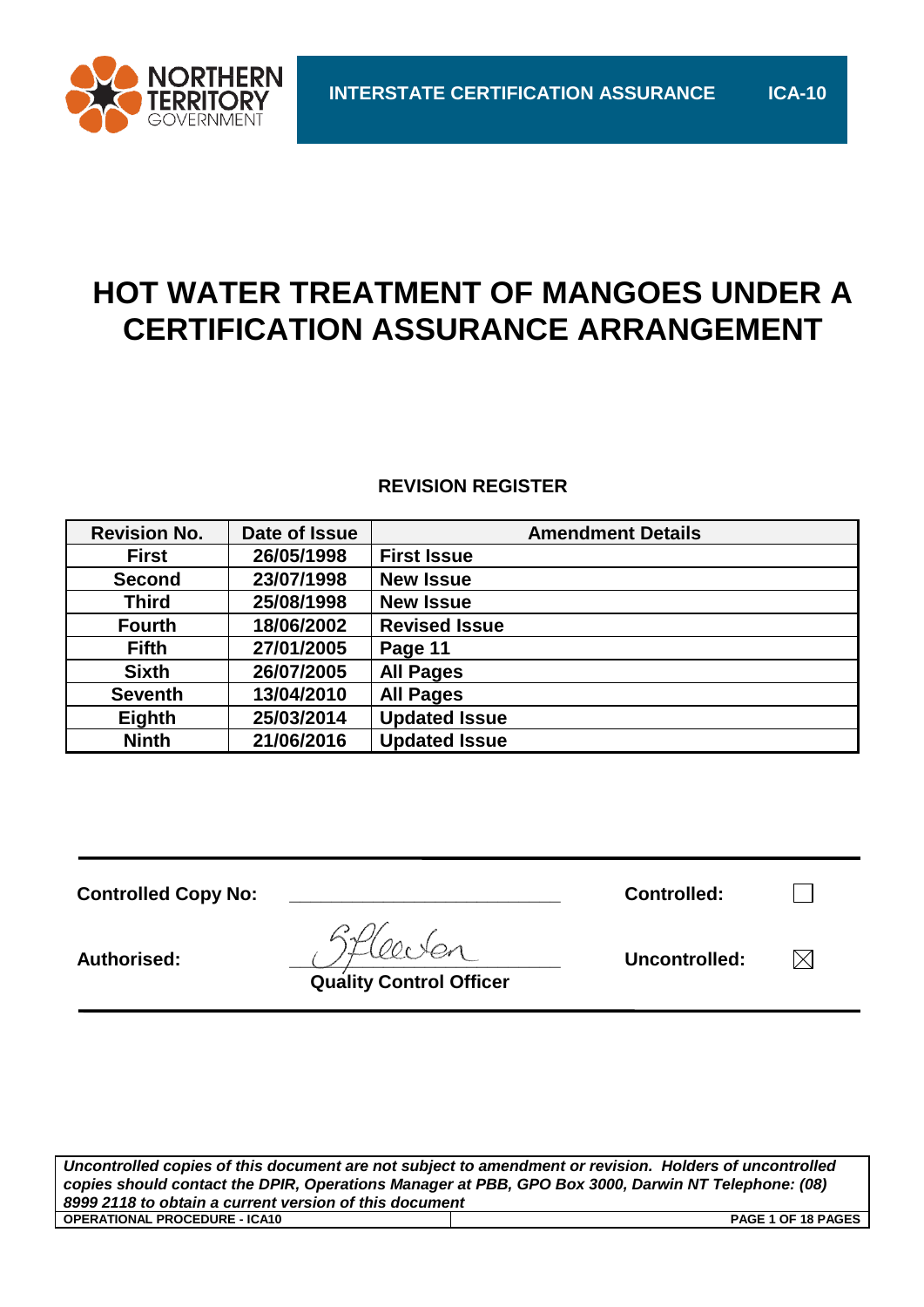NORTHERN TERRITORY GOVERNMENT

INTERSTATE CERTIFICATION ASSURANCE ICA-10

# HOT WATER TREATMENT OF MANGOES UNDER A CERTIFICATION ASSURANCE ARRANGEMENT

## REVISION REGISTER

| Revision No. | Date of Issue | Amendment Details |
|---|---|---|
| First | 26/05/1998 | First Issue |
| Second | 23/07/1998 | New Issue |
| Third | 25/08/1998 | New Issue |
| Fourth | 18/06/2002 | Revised Issue |
| Fifth | 27/01/2005 | Page 11 |
| Sixth | 26/07/2005 | All Pages |
| Seventh | 13/04/2010 | All Pages |
| Eighth | 25/03/2014 | Updated Issue |
| Ninth | 21/06/2016 | Updated Issue |

**Controlled Copy No:** ____________________ **Controlled:** ☐

**Authorised:** [signature] **Quality Control Officer** **Uncontrolled:** ☒

*Uncontrolled copies of this document are not subject to amendment or revision. Holders of uncontrolled copies should contact the DPIR, Operations Manager at PBB, GPO Box 3000, Darwin NT Telephone: (08) 8999 2118 to obtain a current version of this document*

OPERATIONAL PROCEDURE - ICA10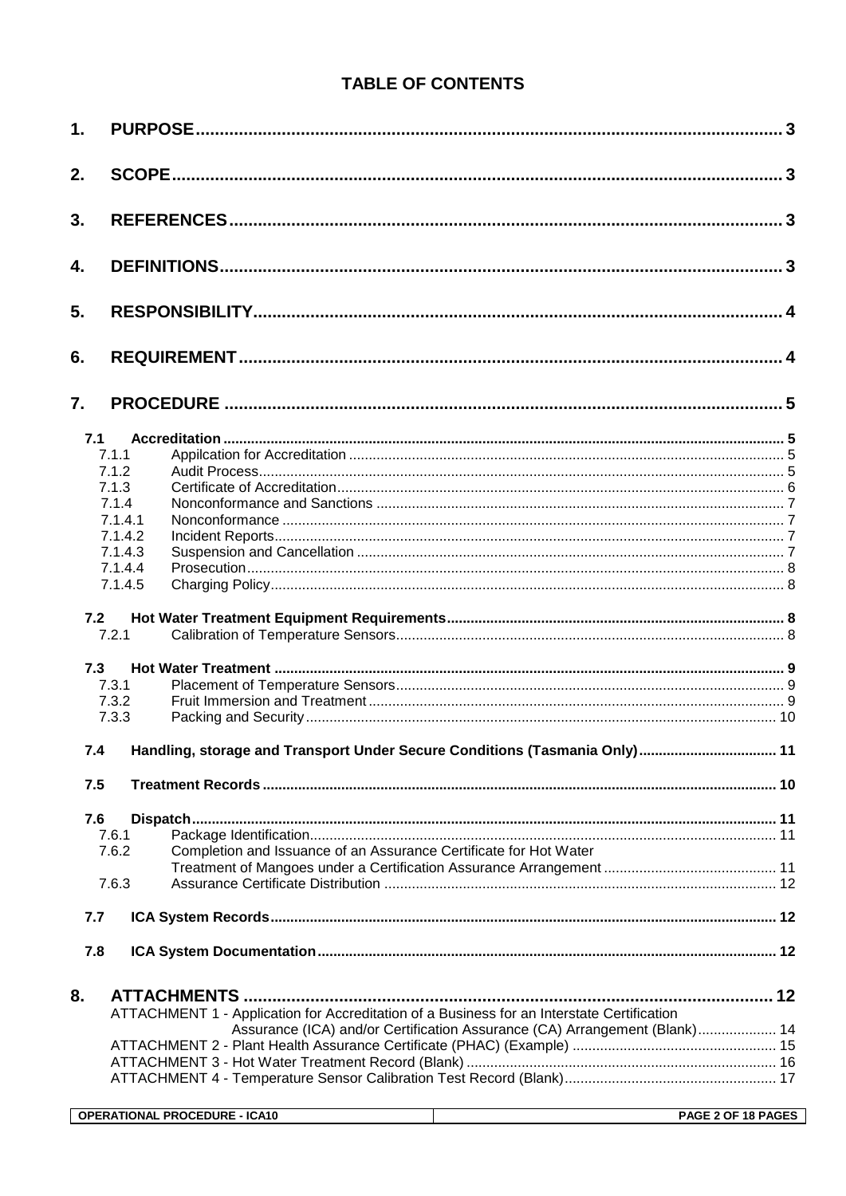# TABLE OF CONTENTS

| | | |
|---|---|---|
| **1.** | **PURPOSE** | **3** |
| **2.** | **SCOPE** | **3** |
| **3.** | **REFERENCES** | **3** |
| **4.** | **DEFINITIONS** | **3** |
| **5.** | **RESPONSIBILITY** | **4** |
| **6.** | **REQUIREMENT** | **4** |
| **7.** | **PROCEDURE** | **5** |
| **7.1** | **Accreditation** | **5** |
| 7.1.1 | Appilcation for Accreditation | 5 |
| 7.1.2 | Audit Process | 5 |
| 7.1.3 | Certificate of Accreditation | 6 |
| 7.1.4 | Nonconformance and Sanctions | 7 |
| 7.1.4.1 | Nonconformance | 7 |
| 7.1.4.2 | Incident Reports | 7 |
| 7.1.4.3 | Suspension and Cancellation | 7 |
| 7.1.4.4 | Prosecution | 8 |
| 7.1.4.5 | Charging Policy | 8 |
| **7.2** | **Hot Water Treatment Equipment Requirements** | **8** |
| 7.2.1 | Calibration of Temperature Sensors | 8 |
| **7.3** | **Hot Water Treatment** | **9** |
| 7.3.1 | Placement of Temperature Sensors | 9 |
| 7.3.2 | Fruit Immersion and Treatment | 9 |
| 7.3.3 | Packing and Security | 10 |
| **7.4** | **Handling, storage and Transport Under Secure Conditions (Tasmania Only)** | **11** |
| **7.5** | **Treatment Records** | **10** |
| **7.6** | **Dispatch** | **11** |
| 7.6.1 | Package Identification | 11 |
| 7.6.2 | Completion and Issuance of an Assurance Certificate for Hot Water Treatment of Mangoes under a Certification Assurance Arrangement | 11 |
| 7.6.3 | Assurance Certificate Distribution | 12 |
| **7.7** | **ICA System Records** | **12** |
| **7.8** | **ICA System Documentation** | **12** |
| **8.** | **ATTACHMENTS** | **12** |
| | ATTACHMENT 1 - Application for Accreditation of a Business for an Interstate Certification Assurance (ICA) and/or Certification Assurance (CA) Arrangement (Blank) | 14 |
| | ATTACHMENT 2 - Plant Health Assurance Certificate (PHAC) (Example) | 15 |
| | ATTACHMENT 3 - Hot Water Treatment Record (Blank) | 16 |
| | ATTACHMENT 4 - Temperature Sensor Calibration Test Record (Blank) | 17 |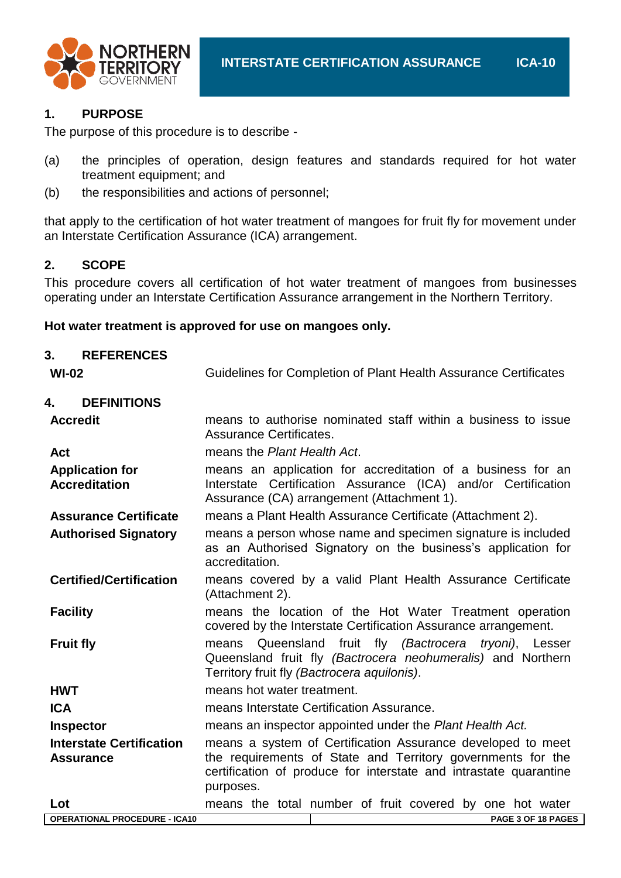## 1. PURPOSE

The purpose of this procedure is to describe -

(a) the principles of operation, design features and standards required for hot water treatment equipment; and

(b) the responsibilities and actions of personnel;

that apply to the certification of hot water treatment of mangoes for fruit fly for movement under an Interstate Certification Assurance (ICA) arrangement.

## 2. SCOPE

This procedure covers all certification of hot water treatment of mangoes from businesses operating under an Interstate Certification Assurance arrangement in the Northern Territory.

**Hot water treatment is approved for use on mangoes only.**

## 3. REFERENCES

| | |
|---|---|
| **WI-02** | Guidelines for Completion of Plant Health Assurance Certificates |

## 4. DEFINITIONS

| | |
|---|---|
| **Accredit** | means to authorise nominated staff within a business to issue Assurance Certificates. |
| **Act** | means the *Plant Health Act*. |
| **Application for Accreditation** | means an application for accreditation of a business for an Interstate Certification Assurance (ICA) and/or Certification Assurance (CA) arrangement (Attachment 1). |
| **Assurance Certificate** | means a Plant Health Assurance Certificate (Attachment 2). |
| **Authorised Signatory** | means a person whose name and specimen signature is included as an Authorised Signatory on the business's application for accreditation. |
| **Certified/Certification** | means covered by a valid Plant Health Assurance Certificate (Attachment 2). |
| **Facility** | means the location of the Hot Water Treatment operation covered by the Interstate Certification Assurance arrangement. |
| **Fruit fly** | means Queensland fruit fly *(Bactrocera tryoni)*, Lesser Queensland fruit fly *(Bactrocera neohumeralis)* and Northern Territory fruit fly *(Bactrocera aquilonis)*. |
| **HWT** | means hot water treatment. |
| **ICA** | means Interstate Certification Assurance. |
| **Inspector** | means an inspector appointed under the *Plant Health Act.* |
| **Interstate Certification Assurance** | means a system of Certification Assurance developed to meet the requirements of State and Territory governments for the certification of produce for interstate and intrastate quarantine purposes. |
| **Lot** | means the total number of fruit covered by one hot water |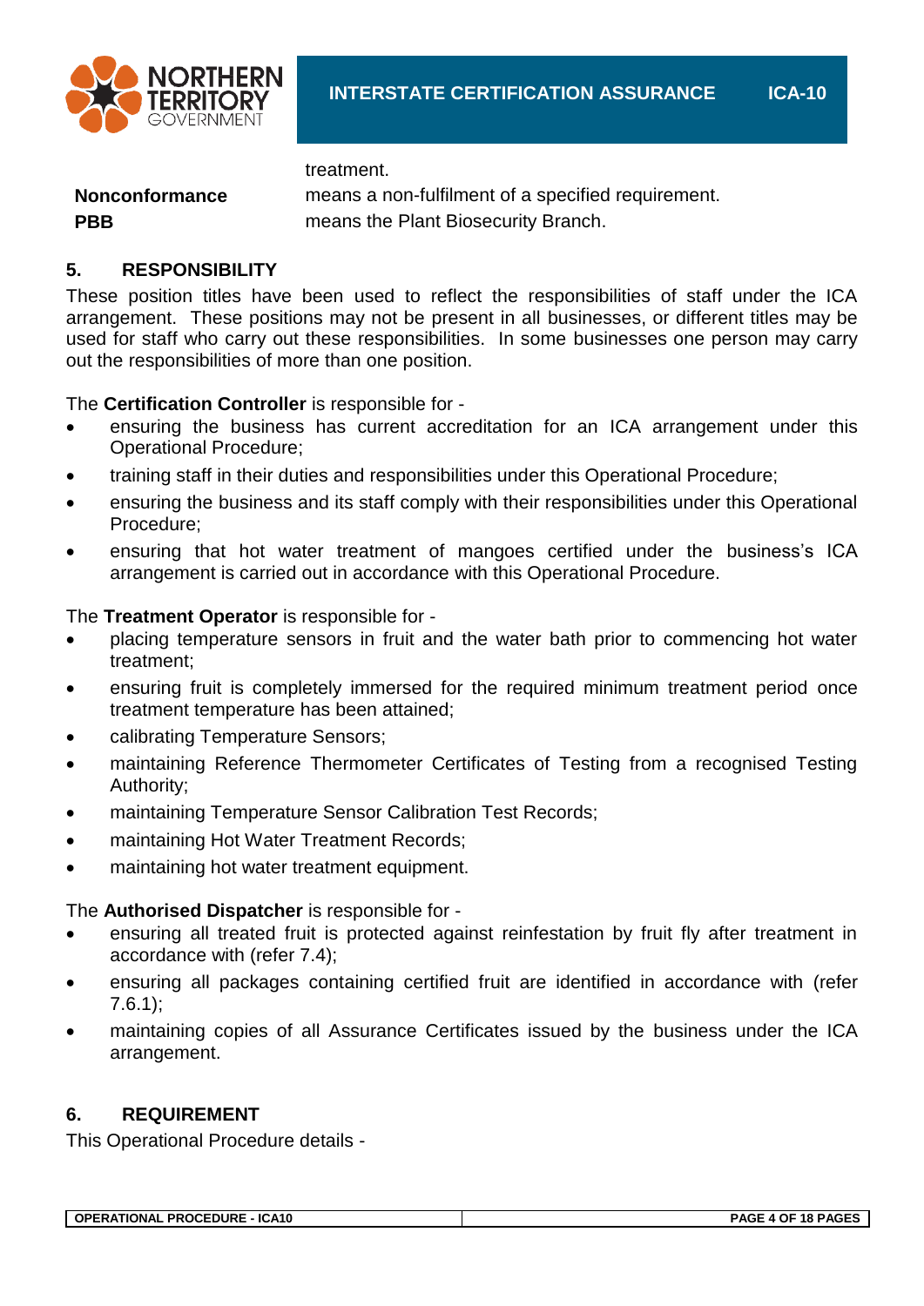treatment.

| | |
|---|---|
| **Nonconformance** | means a non-fulfilment of a specified requirement. |
| **PBB** | means the Plant Biosecurity Branch. |

## 5. RESPONSIBILITY

These position titles have been used to reflect the responsibilities of staff under the ICA arrangement. These positions may not be present in all businesses, or different titles may be used for staff who carry out these responsibilities. In some businesses one person may carry out the responsibilities of more than one position.

The **Certification Controller** is responsible for -

- ensuring the business has current accreditation for an ICA arrangement under this Operational Procedure;
- training staff in their duties and responsibilities under this Operational Procedure;
- ensuring the business and its staff comply with their responsibilities under this Operational Procedure;
- ensuring that hot water treatment of mangoes certified under the business's ICA arrangement is carried out in accordance with this Operational Procedure.

The **Treatment Operator** is responsible for -

- placing temperature sensors in fruit and the water bath prior to commencing hot water treatment;
- ensuring fruit is completely immersed for the required minimum treatment period once treatment temperature has been attained;
- calibrating Temperature Sensors;
- maintaining Reference Thermometer Certificates of Testing from a recognised Testing Authority;
- maintaining Temperature Sensor Calibration Test Records;
- maintaining Hot Water Treatment Records;
- maintaining hot water treatment equipment.

The **Authorised Dispatcher** is responsible for -

- ensuring all treated fruit is protected against reinfestation by fruit fly after treatment in accordance with (refer 7.4);
- ensuring all packages containing certified fruit are identified in accordance with (refer 7.6.1);
- maintaining copies of all Assurance Certificates issued by the business under the ICA arrangement.

## 6. REQUIREMENT

This Operational Procedure details -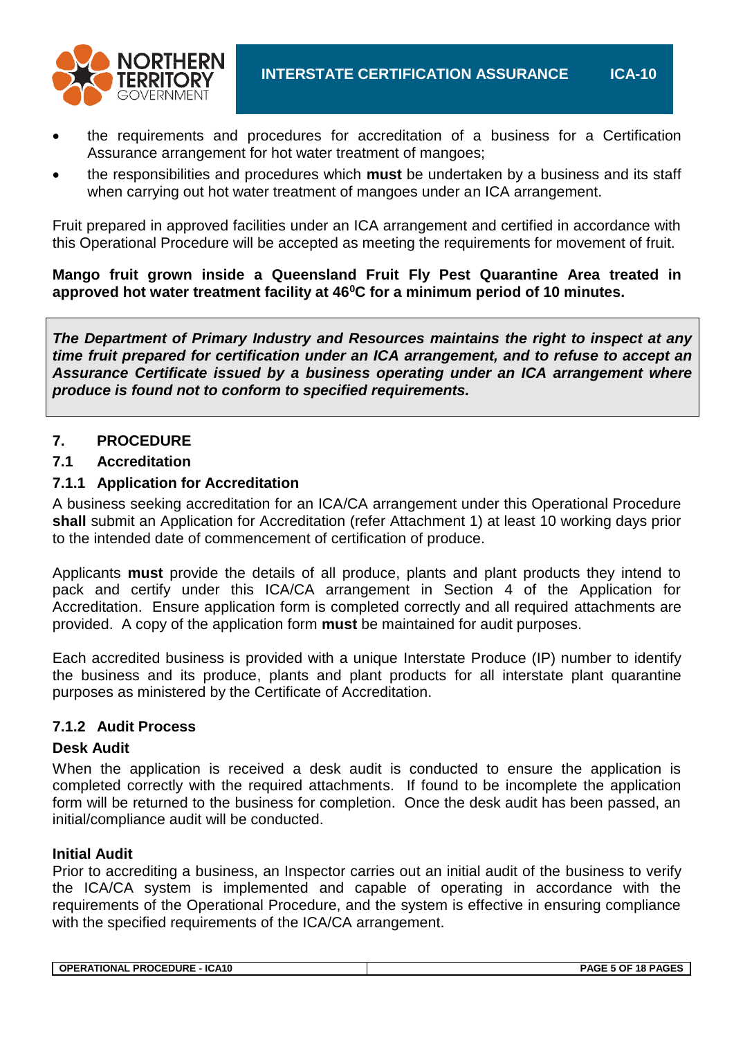- the requirements and procedures for accreditation of a business for a Certification Assurance arrangement for hot water treatment of mangoes;
- the responsibilities and procedures which **must** be undertaken by a business and its staff when carrying out hot water treatment of mangoes under an ICA arrangement.

Fruit prepared in approved facilities under an ICA arrangement and certified in accordance with this Operational Procedure will be accepted as meeting the requirements for movement of fruit.

**Mango fruit grown inside a Queensland Fruit Fly Pest Quarantine Area treated in approved hot water treatment facility at 46$^0$C for a minimum period of 10 minutes.**

***The Department of Primary Industry and Resources maintains the right to inspect at any time fruit prepared for certification under an ICA arrangement, and to refuse to accept an Assurance Certificate issued by a business operating under an ICA arrangement where produce is found not to conform to specified requirements.***

## 7. PROCEDURE

### 7.1 Accreditation

#### 7.1.1 Application for Accreditation

A business seeking accreditation for an ICA/CA arrangement under this Operational Procedure **shall** submit an Application for Accreditation (refer Attachment 1) at least 10 working days prior to the intended date of commencement of certification of produce.

Applicants **must** provide the details of all produce, plants and plant products they intend to pack and certify under this ICA/CA arrangement in Section 4 of the Application for Accreditation. Ensure application form is completed correctly and all required attachments are provided. A copy of the application form **must** be maintained for audit purposes.

Each accredited business is provided with a unique Interstate Produce (IP) number to identify the business and its produce, plants and plant products for all interstate plant quarantine purposes as ministered by the Certificate of Accreditation.

#### 7.1.2 Audit Process

**Desk Audit**

When the application is received a desk audit is conducted to ensure the application is completed correctly with the required attachments. If found to be incomplete the application form will be returned to the business for completion. Once the desk audit has been passed, an initial/compliance audit will be conducted.

**Initial Audit**

Prior to accrediting a business, an Inspector carries out an initial audit of the business to verify the ICA/CA system is implemented and capable of operating in accordance with the requirements of the Operational Procedure, and the system is effective in ensuring compliance with the specified requirements of the ICA/CA arrangement.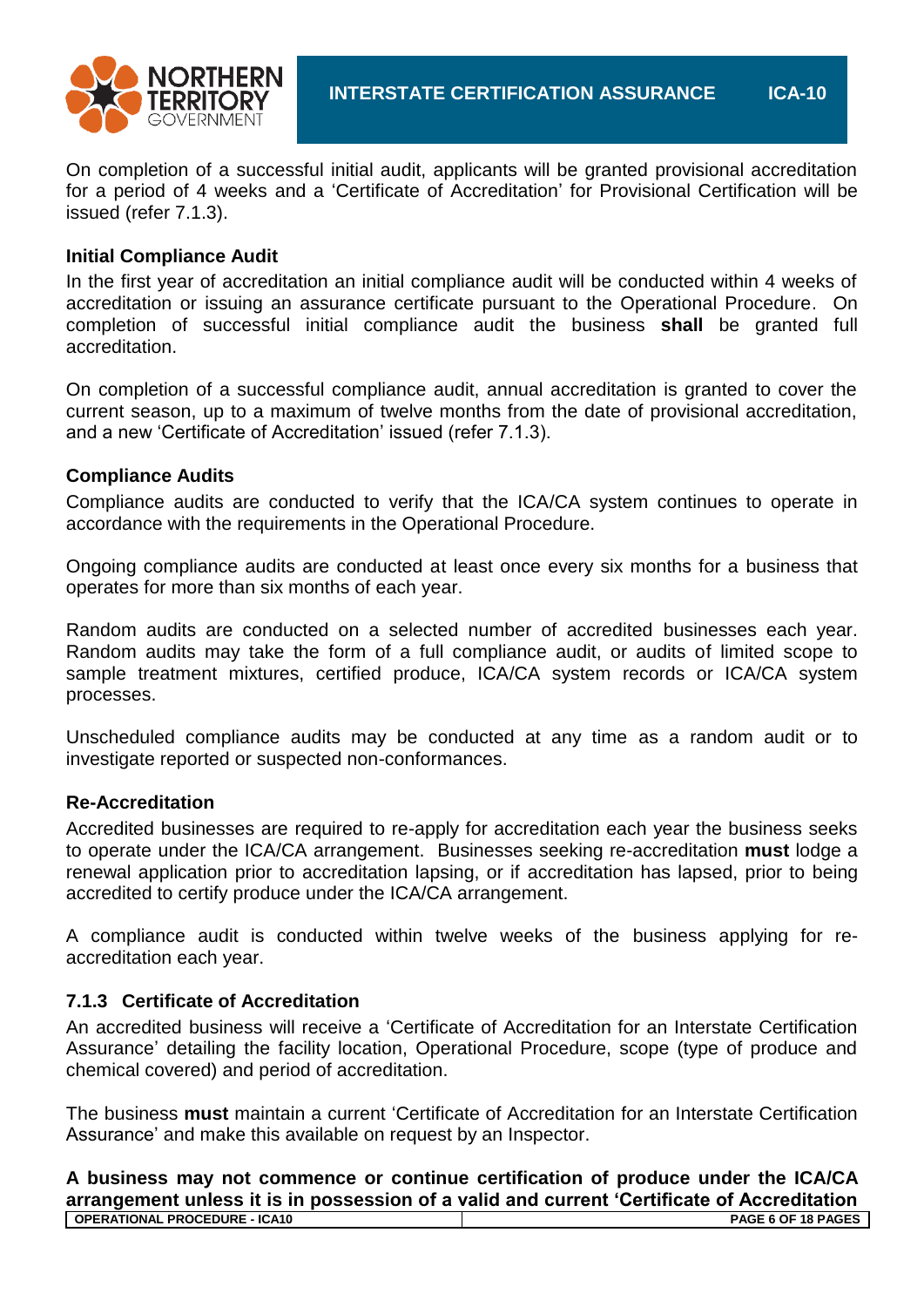On completion of a successful initial audit, applicants will be granted provisional accreditation for a period of 4 weeks and a 'Certificate of Accreditation' for Provisional Certification will be issued (refer 7.1.3).

**Initial Compliance Audit**

In the first year of accreditation an initial compliance audit will be conducted within 4 weeks of accreditation or issuing an assurance certificate pursuant to the Operational Procedure. On completion of successful initial compliance audit the business **shall** be granted full accreditation.

On completion of a successful compliance audit, annual accreditation is granted to cover the current season, up to a maximum of twelve months from the date of provisional accreditation, and a new 'Certificate of Accreditation' issued (refer 7.1.3).

**Compliance Audits**

Compliance audits are conducted to verify that the ICA/CA system continues to operate in accordance with the requirements in the Operational Procedure.

Ongoing compliance audits are conducted at least once every six months for a business that operates for more than six months of each year.

Random audits are conducted on a selected number of accredited businesses each year. Random audits may take the form of a full compliance audit, or audits of limited scope to sample treatment mixtures, certified produce, ICA/CA system records or ICA/CA system processes.

Unscheduled compliance audits may be conducted at any time as a random audit or to investigate reported or suspected non-conformances.

**Re-Accreditation**

Accredited businesses are required to re-apply for accreditation each year the business seeks to operate under the ICA/CA arrangement. Businesses seeking re-accreditation **must** lodge a renewal application prior to accreditation lapsing, or if accreditation has lapsed, prior to being accredited to certify produce under the ICA/CA arrangement.

A compliance audit is conducted within twelve weeks of the business applying for re-accreditation each year.

### 7.1.3 Certificate of Accreditation

An accredited business will receive a 'Certificate of Accreditation for an Interstate Certification Assurance' detailing the facility location, Operational Procedure, scope (type of produce and chemical covered) and period of accreditation.

The business **must** maintain a current 'Certificate of Accreditation for an Interstate Certification Assurance' and make this available on request by an Inspector.

**A business may not commence or continue certification of produce under the ICA/CA arrangement unless it is in possession of a valid and current 'Certificate of Accreditation**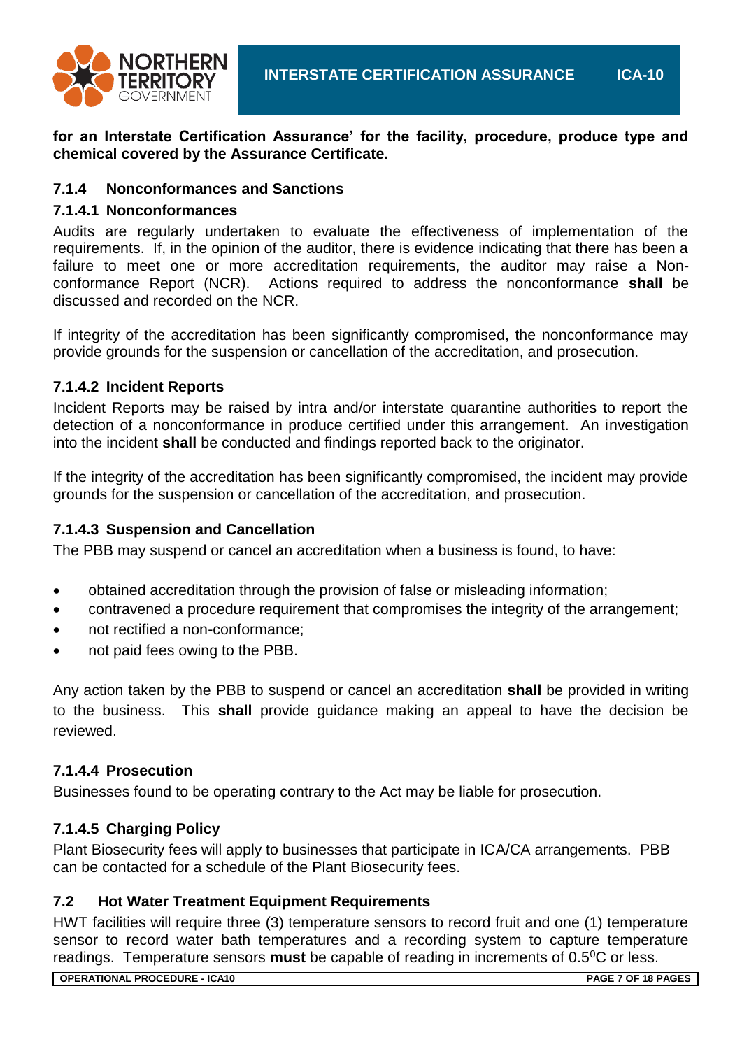**for an Interstate Certification Assurance' for the facility, procedure, produce type and chemical covered by the Assurance Certificate.**

### 7.1.4 Nonconformances and Sanctions

#### 7.1.4.1 Nonconformances

Audits are regularly undertaken to evaluate the effectiveness of implementation of the requirements. If, in the opinion of the auditor, there is evidence indicating that there has been a failure to meet one or more accreditation requirements, the auditor may raise a Non-conformance Report (NCR). Actions required to address the nonconformance **shall** be discussed and recorded on the NCR.

If integrity of the accreditation has been significantly compromised, the nonconformance may provide grounds for the suspension or cancellation of the accreditation, and prosecution.

#### 7.1.4.2 Incident Reports

Incident Reports may be raised by intra and/or interstate quarantine authorities to report the detection of a nonconformance in produce certified under this arrangement. An investigation into the incident **shall** be conducted and findings reported back to the originator.

If the integrity of the accreditation has been significantly compromised, the incident may provide grounds for the suspension or cancellation of the accreditation, and prosecution.

#### 7.1.4.3 Suspension and Cancellation

The PBB may suspend or cancel an accreditation when a business is found, to have:

- obtained accreditation through the provision of false or misleading information;
- contravened a procedure requirement that compromises the integrity of the arrangement;
- not rectified a non-conformance;
- not paid fees owing to the PBB.

Any action taken by the PBB to suspend or cancel an accreditation **shall** be provided in writing to the business. This **shall** provide guidance making an appeal to have the decision be reviewed.

#### 7.1.4.4 Prosecution

Businesses found to be operating contrary to the Act may be liable for prosecution.

#### 7.1.4.5 Charging Policy

Plant Biosecurity fees will apply to businesses that participate in ICA/CA arrangements. PBB can be contacted for a schedule of the Plant Biosecurity fees.

### 7.2 Hot Water Treatment Equipment Requirements

HWT facilities will require three (3) temperature sensors to record fruit and one (1) temperature sensor to record water bath temperatures and a recording system to capture temperature readings. Temperature sensors **must** be capable of reading in increments of $0.5^{0}$C or less.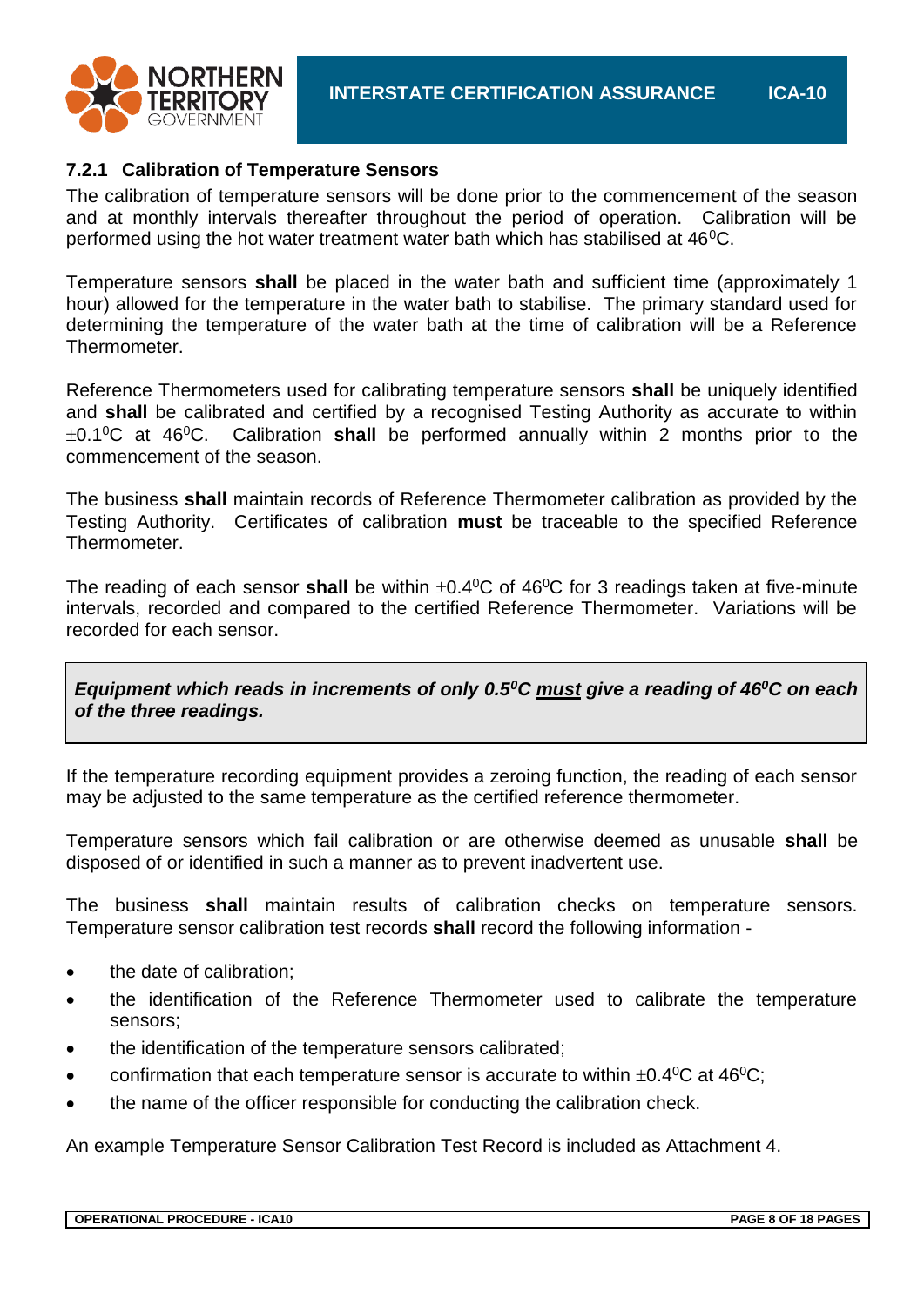### 7.2.1 Calibration of Temperature Sensors

The calibration of temperature sensors will be done prior to the commencement of the season and at monthly intervals thereafter throughout the period of operation. Calibration will be performed using the hot water treatment water bath which has stabilised at $46^0$C.

Temperature sensors **shall** be placed in the water bath and sufficient time (approximately 1 hour) allowed for the temperature in the water bath to stabilise. The primary standard used for determining the temperature of the water bath at the time of calibration will be a Reference Thermometer.

Reference Thermometers used for calibrating temperature sensors **shall** be uniquely identified and **shall** be calibrated and certified by a recognised Testing Authority as accurate to within $\pm 0.1^0$C at $46^0$C. Calibration **shall** be performed annually within 2 months prior to the commencement of the season.

The business **shall** maintain records of Reference Thermometer calibration as provided by the Testing Authority. Certificates of calibration **must** be traceable to the specified Reference Thermometer.

The reading of each sensor **shall** be within $\pm 0.4^0$C of $46^0$C for 3 readings taken at five-minute intervals, recorded and compared to the certified Reference Thermometer. Variations will be recorded for each sensor.

> ***Equipment which reads in increments of only 0.5$^0$C <u>must</u> give a reading of 46$^0$C on each of the three readings.***

If the temperature recording equipment provides a zeroing function, the reading of each sensor may be adjusted to the same temperature as the certified reference thermometer.

Temperature sensors which fail calibration or are otherwise deemed as unusable **shall** be disposed of or identified in such a manner as to prevent inadvertent use.

The business **shall** maintain results of calibration checks on temperature sensors. Temperature sensor calibration test records **shall** record the following information -

- the date of calibration;
- the identification of the Reference Thermometer used to calibrate the temperature sensors;
- the identification of the temperature sensors calibrated;
- confirmation that each temperature sensor is accurate to within $\pm 0.4^0$C at $46^0$C;
- the name of the officer responsible for conducting the calibration check.

An example Temperature Sensor Calibration Test Record is included as Attachment 4.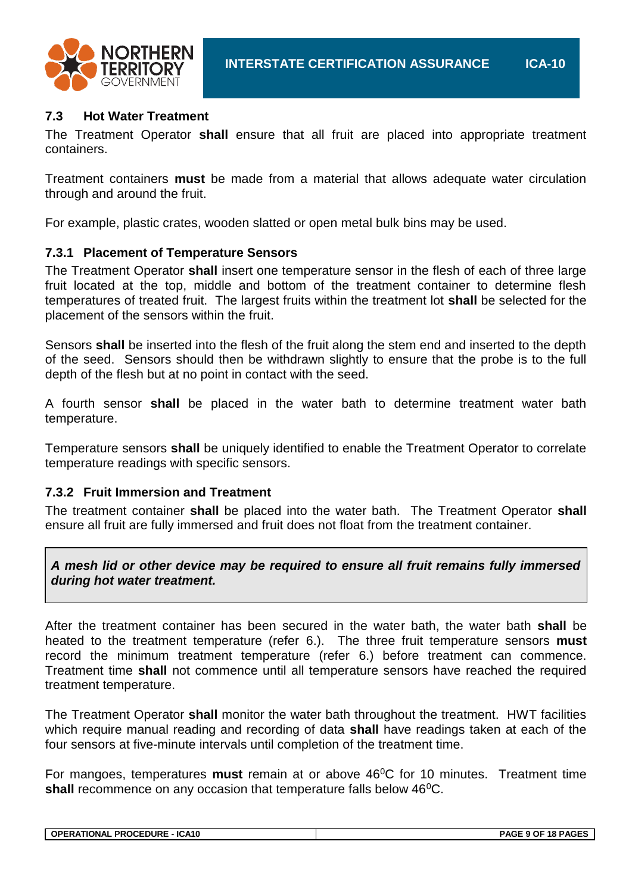## 7.3 Hot Water Treatment

The Treatment Operator **shall** ensure that all fruit are placed into appropriate treatment containers.

Treatment containers **must** be made from a material that allows adequate water circulation through and around the fruit.

For example, plastic crates, wooden slatted or open metal bulk bins may be used.

### 7.3.1 Placement of Temperature Sensors

The Treatment Operator **shall** insert one temperature sensor in the flesh of each of three large fruit located at the top, middle and bottom of the treatment container to determine flesh temperatures of treated fruit. The largest fruits within the treatment lot **shall** be selected for the placement of the sensors within the fruit.

Sensors **shall** be inserted into the flesh of the fruit along the stem end and inserted to the depth of the seed. Sensors should then be withdrawn slightly to ensure that the probe is to the full depth of the flesh but at no point in contact with the seed.

A fourth sensor **shall** be placed in the water bath to determine treatment water bath temperature.

Temperature sensors **shall** be uniquely identified to enable the Treatment Operator to correlate temperature readings with specific sensors.

### 7.3.2 Fruit Immersion and Treatment

The treatment container **shall** be placed into the water bath. The Treatment Operator **shall** ensure all fruit are fully immersed and fruit does not float from the treatment container.

> ***A mesh lid or other device may be required to ensure all fruit remains fully immersed during hot water treatment.***

After the treatment container has been secured in the water bath, the water bath **shall** be heated to the treatment temperature (refer 6.). The three fruit temperature sensors **must** record the minimum treatment temperature (refer 6.) before treatment can commence. Treatment time **shall** not commence until all temperature sensors have reached the required treatment temperature.

The Treatment Operator **shall** monitor the water bath throughout the treatment. HWT facilities which require manual reading and recording of data **shall** have readings taken at each of the four sensors at five-minute intervals until completion of the treatment time.

For mangoes, temperatures **must** remain at or above 46$^{0}$C for 10 minutes. Treatment time **shall** recommence on any occasion that temperature falls below 46$^{0}$C.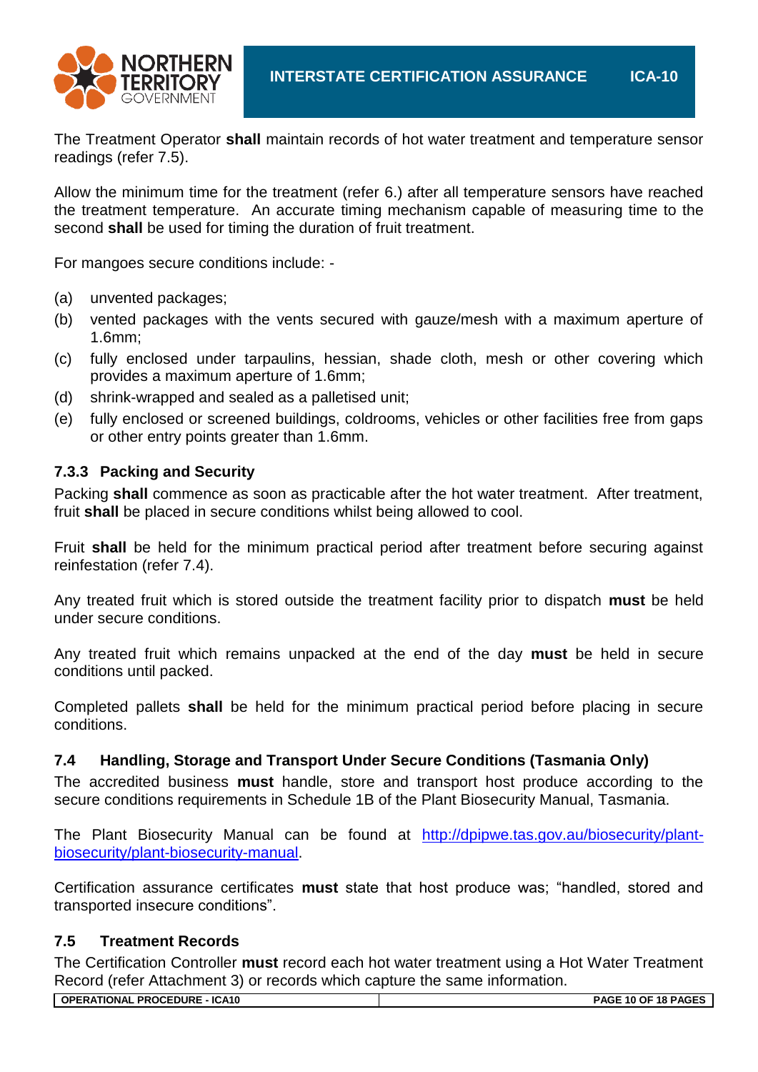The Treatment Operator **shall** maintain records of hot water treatment and temperature sensor readings (refer 7.5).

Allow the minimum time for the treatment (refer 6.) after all temperature sensors have reached the treatment temperature. An accurate timing mechanism capable of measuring time to the second **shall** be used for timing the duration of fruit treatment.

For mangoes secure conditions include: -

(a) unvented packages;
(b) vented packages with the vents secured with gauze/mesh with a maximum aperture of 1.6mm;
(c) fully enclosed under tarpaulins, hessian, shade cloth, mesh or other covering which provides a maximum aperture of 1.6mm;
(d) shrink-wrapped and sealed as a palletised unit;
(e) fully enclosed or screened buildings, coldrooms, vehicles or other facilities free from gaps or other entry points greater than 1.6mm.

### 7.3.3 Packing and Security

Packing **shall** commence as soon as practicable after the hot water treatment. After treatment, fruit **shall** be placed in secure conditions whilst being allowed to cool.

Fruit **shall** be held for the minimum practical period after treatment before securing against reinfestation (refer 7.4).

Any treated fruit which is stored outside the treatment facility prior to dispatch **must** be held under secure conditions.

Any treated fruit which remains unpacked at the end of the day **must** be held in secure conditions until packed.

Completed pallets **shall** be held for the minimum practical period before placing in secure conditions.

## 7.4 Handling, Storage and Transport Under Secure Conditions (Tasmania Only)

The accredited business **must** handle, store and transport host produce according to the secure conditions requirements in Schedule 1B of the Plant Biosecurity Manual, Tasmania.

The Plant Biosecurity Manual can be found at [http://dpipwe.tas.gov.au/biosecurity/plant-biosecurity/plant-biosecurity-manual](http://dpipwe.tas.gov.au/biosecurity/plant-biosecurity/plant-biosecurity-manual).

Certification assurance certificates **must** state that host produce was; “handled, stored and transported insecure conditions”.

## 7.5 Treatment Records

The Certification Controller **must** record each hot water treatment using a Hot Water Treatment Record (refer Attachment 3) or records which capture the same information.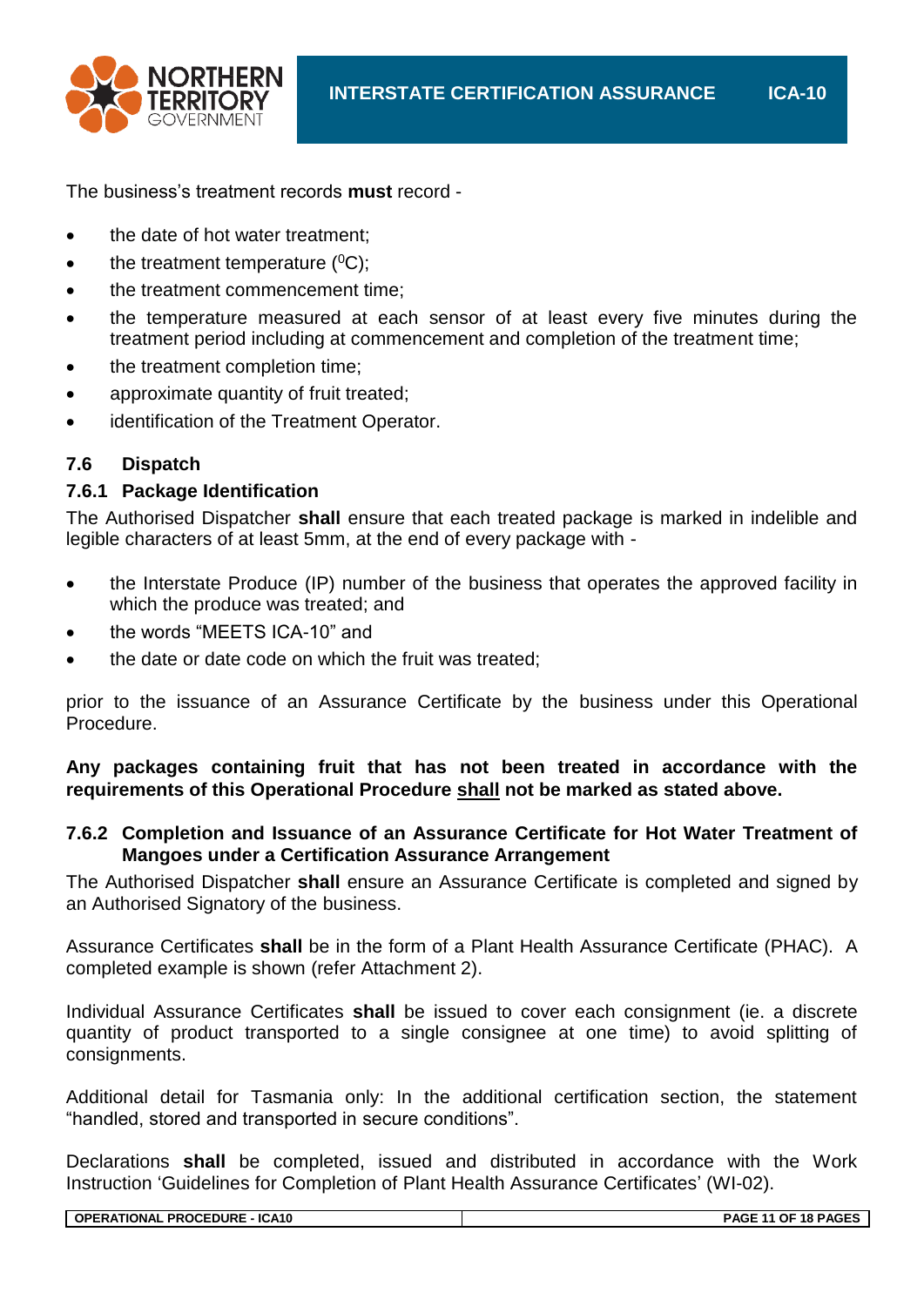The business's treatment records **must** record -

- the date of hot water treatment;
- the treatment temperature ($^0$C);
- the treatment commencement time;
- the temperature measured at each sensor of at least every five minutes during the treatment period including at commencement and completion of the treatment time;
- the treatment completion time;
- approximate quantity of fruit treated;
- identification of the Treatment Operator.

### 7.6 Dispatch

#### 7.6.1 Package Identification

The Authorised Dispatcher **shall** ensure that each treated package is marked in indelible and legible characters of at least 5mm, at the end of every package with -

- the Interstate Produce (IP) number of the business that operates the approved facility in which the produce was treated; and
- the words "MEETS ICA-10" and
- the date or date code on which the fruit was treated;

prior to the issuance of an Assurance Certificate by the business under this Operational Procedure.

**Any packages containing fruit that has not been treated in accordance with the requirements of this Operational Procedure <u>shall</u> not be marked as stated above.**

#### 7.6.2 Completion and Issuance of an Assurance Certificate for Hot Water Treatment of Mangoes under a Certification Assurance Arrangement

The Authorised Dispatcher **shall** ensure an Assurance Certificate is completed and signed by an Authorised Signatory of the business.

Assurance Certificates **shall** be in the form of a Plant Health Assurance Certificate (PHAC). A completed example is shown (refer Attachment 2).

Individual Assurance Certificates **shall** be issued to cover each consignment (ie. a discrete quantity of product transported to a single consignee at one time) to avoid splitting of consignments.

Additional detail for Tasmania only: In the additional certification section, the statement "handled, stored and transported in secure conditions".

Declarations **shall** be completed, issued and distributed in accordance with the Work Instruction 'Guidelines for Completion of Plant Health Assurance Certificates' (WI-02).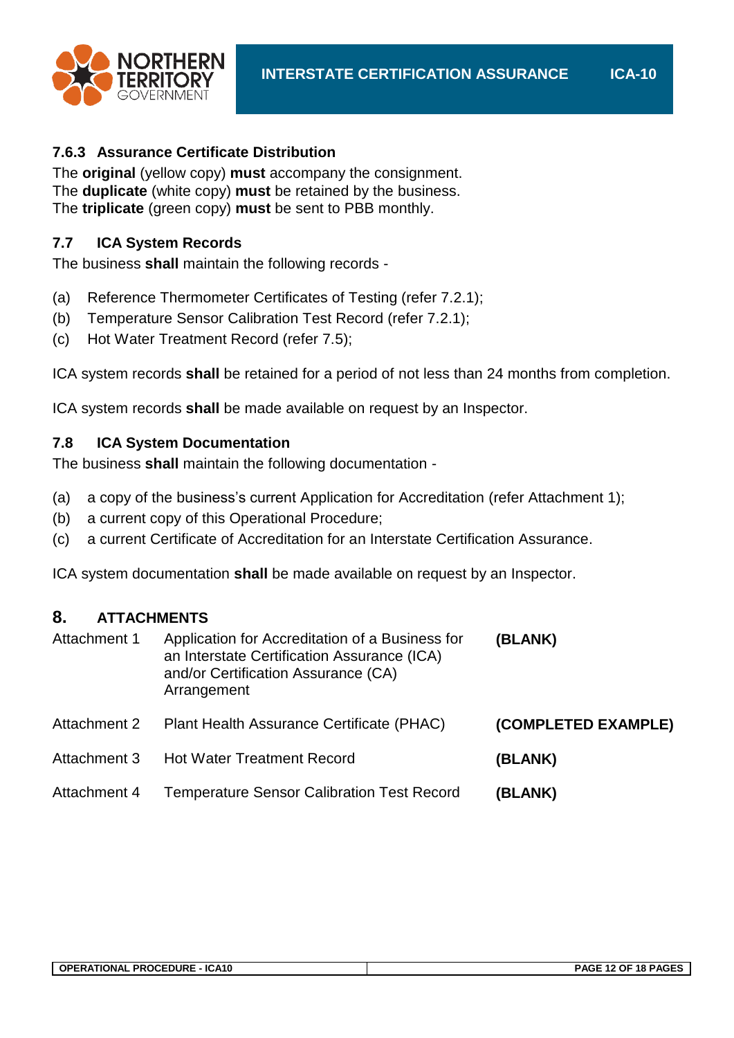### 7.6.3 Assurance Certificate Distribution

The **original** (yellow copy) **must** accompany the consignment.
The **duplicate** (white copy) **must** be retained by the business.
The **triplicate** (green copy) **must** be sent to PBB monthly.

### 7.7 ICA System Records

The business **shall** maintain the following records -

(a) Reference Thermometer Certificates of Testing (refer 7.2.1);
(b) Temperature Sensor Calibration Test Record (refer 7.2.1);
(c) Hot Water Treatment Record (refer 7.5);

ICA system records **shall** be retained for a period of not less than 24 months from completion.

ICA system records **shall** be made available on request by an Inspector.

### 7.8 ICA System Documentation

The business **shall** maintain the following documentation -

(a) a copy of the business's current Application for Accreditation (refer Attachment 1);
(b) a current copy of this Operational Procedure;
(c) a current Certificate of Accreditation for an Interstate Certification Assurance.

ICA system documentation **shall** be made available on request by an Inspector.

## 8. ATTACHMENTS

| | | |
|---|---|---|
| Attachment 1 | Application for Accreditation of a Business for an Interstate Certification Assurance (ICA) and/or Certification Assurance (CA) Arrangement | **(BLANK)** |
| Attachment 2 | Plant Health Assurance Certificate (PHAC) | **(COMPLETED EXAMPLE)** |
| Attachment 3 | Hot Water Treatment Record | **(BLANK)** |
| Attachment 4 | Temperature Sensor Calibration Test Record | **(BLANK)** |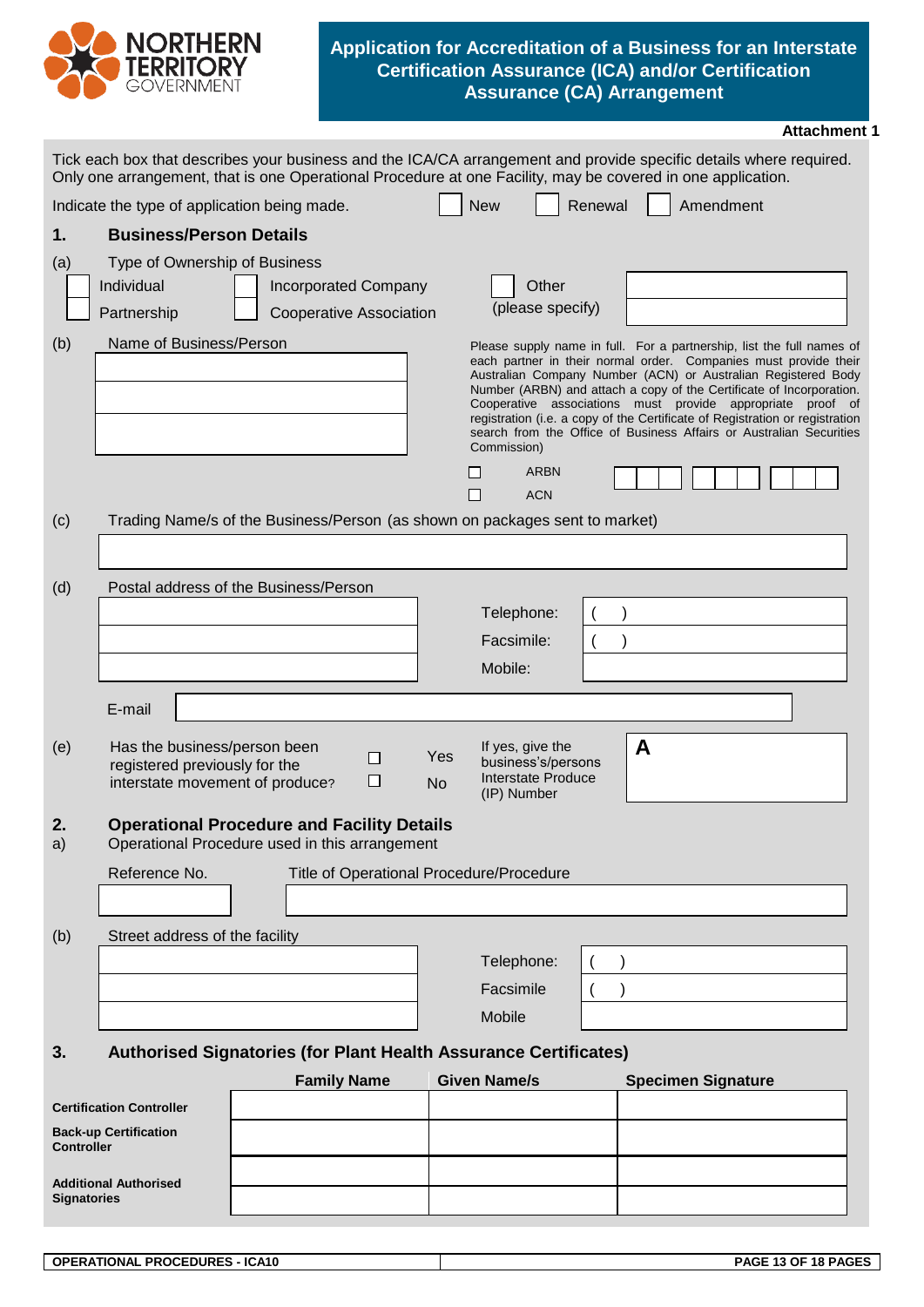NORTHERN TERRITORY GOVERNMENT

# Application for Accreditation of a Business for an Interstate Certification Assurance (ICA) and/or Certification Assurance (CA) Arrangement

**Attachment 1**

Tick each box that describes your business and the ICA/CA arrangement and provide specific details where required. Only one arrangement, that is one Operational Procedure at one Facility, may be covered in one application.

Indicate the type of application being made. ☐ New ☐ Renewal ☐ Amendment

## 1. Business/Person Details

(a) Type of Ownership of Business

☐ Individual ☐ Incorporated Company ☐ Other (please specify) ______

☐ Partnership ☐ Cooperative Association

(b) Name of Business/Person

______

Please supply name in full. For a partnership, list the full names of each partner in their normal order. Companies must provide their Australian Company Number (ACN) or Australian Registered Body Number (ARBN) and attach a copy of the Certificate of Incorporation. Cooperative associations must provide appropriate proof of registration (i.e. a copy of the Certificate of Registration or registration search from the Office of Business Affairs or Australian Securities Commission)

☐ ARBN ☐ ACN ☐☐☐ ☐☐☐ ☐☐☐

(c) Trading Name/s of the Business/Person (as shown on packages sent to market)

______

(d) Postal address of the Business/Person

______

Telephone: (   )

Facsimile: (   )

Mobile:

E-mail ______

(e) Has the business/person been registered previously for the interstate movement of produce? ☐ Yes ☐ No

If yes, give the business's/persons Interstate Produce (IP) Number **A** ______

## 2. Operational Procedure and Facility Details

a) Operational Procedure used in this arrangement

| Reference No. | Title of Operational Procedure/Procedure |
|---|---|
| | |

(b) Street address of the facility

______

Telephone: (   )

Facsimile (   )

Mobile

## 3. Authorised Signatories (for Plant Health Assurance Certificates)

| | Family Name | Given Name/s | Specimen Signature |
|---|---|---|---|
| **Certification Controller** | | | |
| **Back-up Certification Controller** | | | |
| **Additional Authorised Signatories** | | | |
| | | | |

**OPERATIONAL PROCEDURES - ICA10**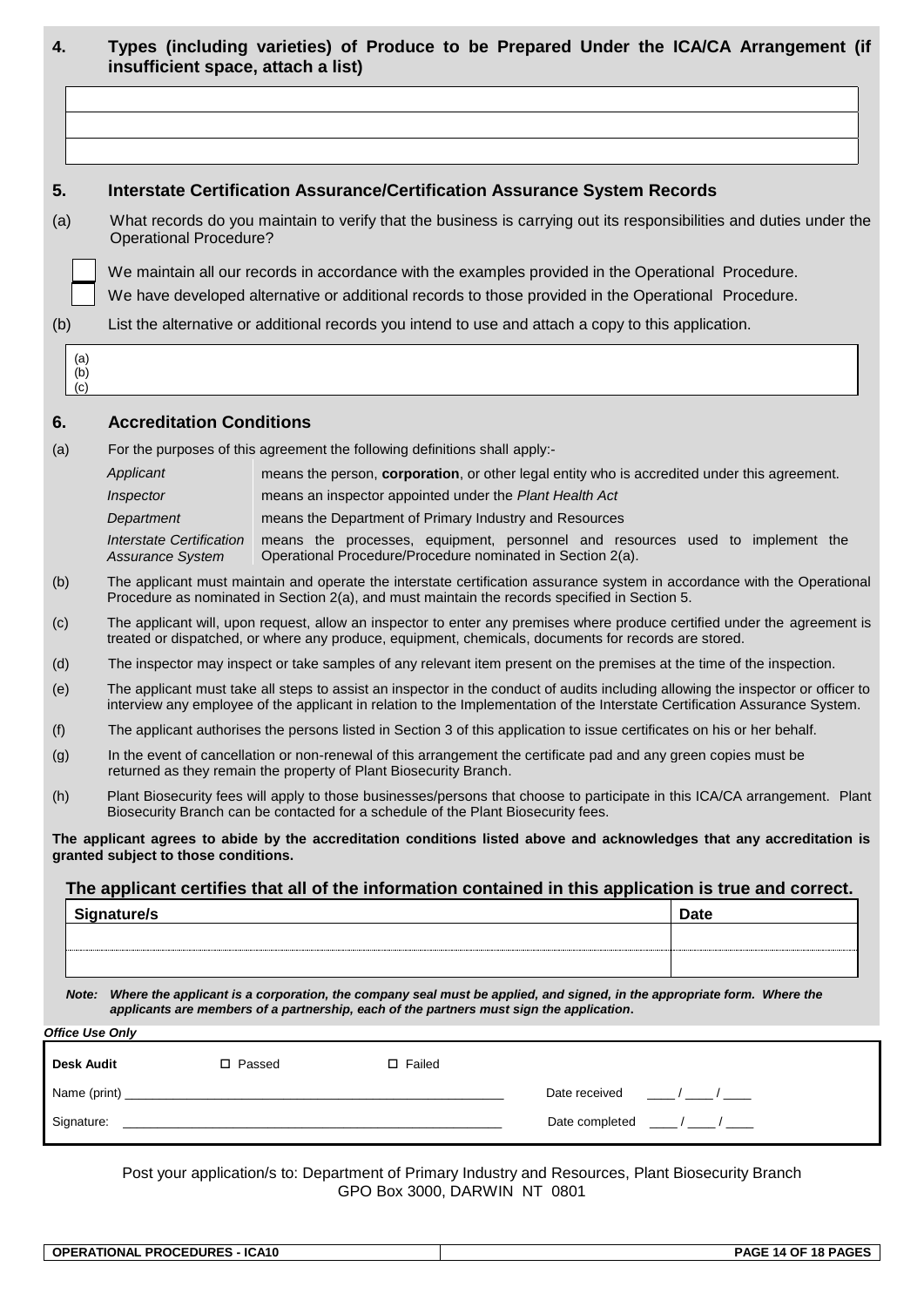## 4. Types (including varieties) of Produce to be Prepared Under the ICA/CA Arrangement (if insufficient space, attach a list)

| |
|---|
| |
| |
| |

## 5. Interstate Certification Assurance/Certification Assurance System Records

(a) What records do you maintain to verify that the business is carrying out its responsibilities and duties under the Operational Procedure?

☐ We maintain all our records in accordance with the examples provided in the Operational Procedure.

☐ We have developed alternative or additional records to those provided in the Operational Procedure.

(b) List the alternative or additional records you intend to use and attach a copy to this application.

(a)
(b)
(c)

## 6. Accreditation Conditions

(a) For the purposes of this agreement the following definitions shall apply:-

| | |
|---|---|
| *Applicant* | means the person, **corporation**, or other legal entity who is accredited under this agreement. |
| *Inspector* | means an inspector appointed under the *Plant Health Act* |
| *Department* | means the Department of Primary Industry and Resources |
| *Interstate Certification Assurance System* | means the processes, equipment, personnel and resources used to implement the Operational Procedure/Procedure nominated in Section 2(a). |

(b) The applicant must maintain and operate the interstate certification assurance system in accordance with the Operational Procedure as nominated in Section 2(a), and must maintain the records specified in Section 5.

(c) The applicant will, upon request, allow an inspector to enter any premises where produce certified under the agreement is treated or dispatched, or where any produce, equipment, chemicals, documents for records are stored.

(d) The inspector may inspect or take samples of any relevant item present on the premises at the time of the inspection.

(e) The applicant must take all steps to assist an inspector in the conduct of audits including allowing the inspector or officer to interview any employee of the applicant in relation to the Implementation of the Interstate Certification Assurance System.

(f) The applicant authorises the persons listed in Section 3 of this application to issue certificates on his or her behalf.

(g) In the event of cancellation or non-renewal of this arrangement the certificate pad and any green copies must be returned as they remain the property of Plant Biosecurity Branch.

(h) Plant Biosecurity fees will apply to those businesses/persons that choose to participate in this ICA/CA arrangement. Plant Biosecurity Branch can be contacted for a schedule of the Plant Biosecurity fees.

**The applicant agrees to abide by the accreditation conditions listed above and acknowledges that any accreditation is granted subject to those conditions.**

**The applicant certifies that all of the information contained in this application is true and correct.**

| Signature/s | Date |
|---|---|
| | |
| | |

***Note: Where the applicant is a corporation, the company seal must be applied, and signed, in the appropriate form. Where the applicants are members of a partnership, each of the partners must sign the application.***

***Office Use Only***

| | | | |
|---|---|---|---|
| **Desk Audit** | ☐ Passed | ☐ Failed | |
| Name (print) ______________________ | | | Date received ____ / ____ / ____ |
| Signature: ______________________ | | | Date completed ____ / ____ / ____ |

Post your application/s to: Department of Primary Industry and Resources, Plant Biosecurity Branch
GPO Box 3000, DARWIN NT 0801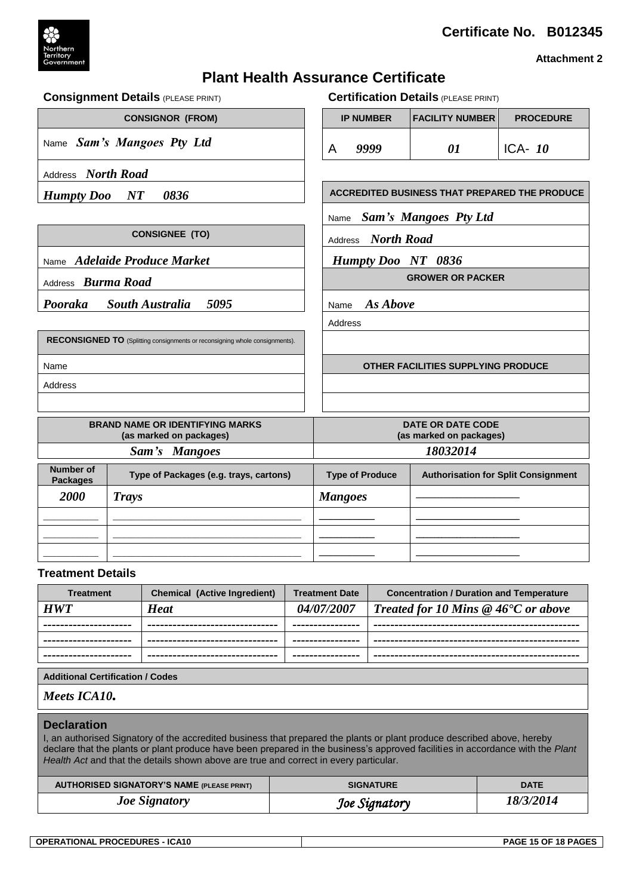**Certificate No. B012345**

**Attachment 2**

# Plant Health Assurance Certificate

## Consignment Details (PLEASE PRINT)

| CONSIGNOR (FROM) |
|---|
| Name ***Sam's Mangoes Pty Ltd*** |
| Address ***North Road*** |
| ***Humpty Doo NT 0836*** |

| CONSIGNEE (TO) |
|---|
| Name ***Adelaide Produce Market*** |
| Address ***Burma Road*** |
| ***Pooraka South Australia 5095*** |

| RECONSIGNED TO (Splitting consignments or reconsigning whole consignments). |
|---|
| Name |
| Address |
| |

## Certification Details (PLEASE PRINT)

| IP NUMBER | FACILITY NUMBER | PROCEDURE |
|---|---|---|
| A ***9999*** | ***01*** | ICA- ***10*** |

| ACCREDITED BUSINESS THAT PREPARED THE PRODUCE |
|---|
| Name ***Sam's Mangoes Pty Ltd*** |
| Address ***North Road*** |
| ***Humpty Doo NT 0836*** |

| GROWER OR PACKER |
|---|
| Name ***As Above*** |
| Address |
| |

| OTHER FACILITIES SUPPLYING PRODUCE |
|---|
| |
| |

| BRAND NAME OR IDENTIFYING MARKS (as marked on packages) | DATE OR DATE CODE (as marked on packages) |
|---|---|
| ***Sam's Mangoes*** | ***18032014*** |

| Number of Packages | Type of Packages (e.g. trays, cartons) | Type of Produce | Authorisation for Split Consignment |
|---|---|---|---|
| ***2000*** | ***Trays*** | ***Mangoes*** | |
| | | | |
| | | | |
| | | | |

### Treatment Details

| Treatment | Chemical (Active Ingredient) | Treatment Date | Concentration / Duration and Temperature |
|---|---|---|---|
| ***HWT*** | ***Heat*** | ***04/07/2007*** | ***Treated for 10 Mins @ 46°C or above*** |
| | | | |
| | | | |
| | | | |

| Additional Certification / Codes |
|---|
| ***Meets ICA10.*** |

### Declaration

I, an authorised Signatory of the accredited business that prepared the plants or plant produce described above, hereby declare that the plants or plant produce have been prepared in the business's approved facilities in accordance with the *Plant Health Act* and that the details shown above are true and correct in every particular.

| AUTHORISED SIGNATORY'S NAME (PLEASE PRINT) | SIGNATURE | DATE |
|---|---|---|
| ***Joe Signatory*** | *Joe Signatory* | ***18/3/2014*** |

OPERATIONAL PROCEDURES - ICA10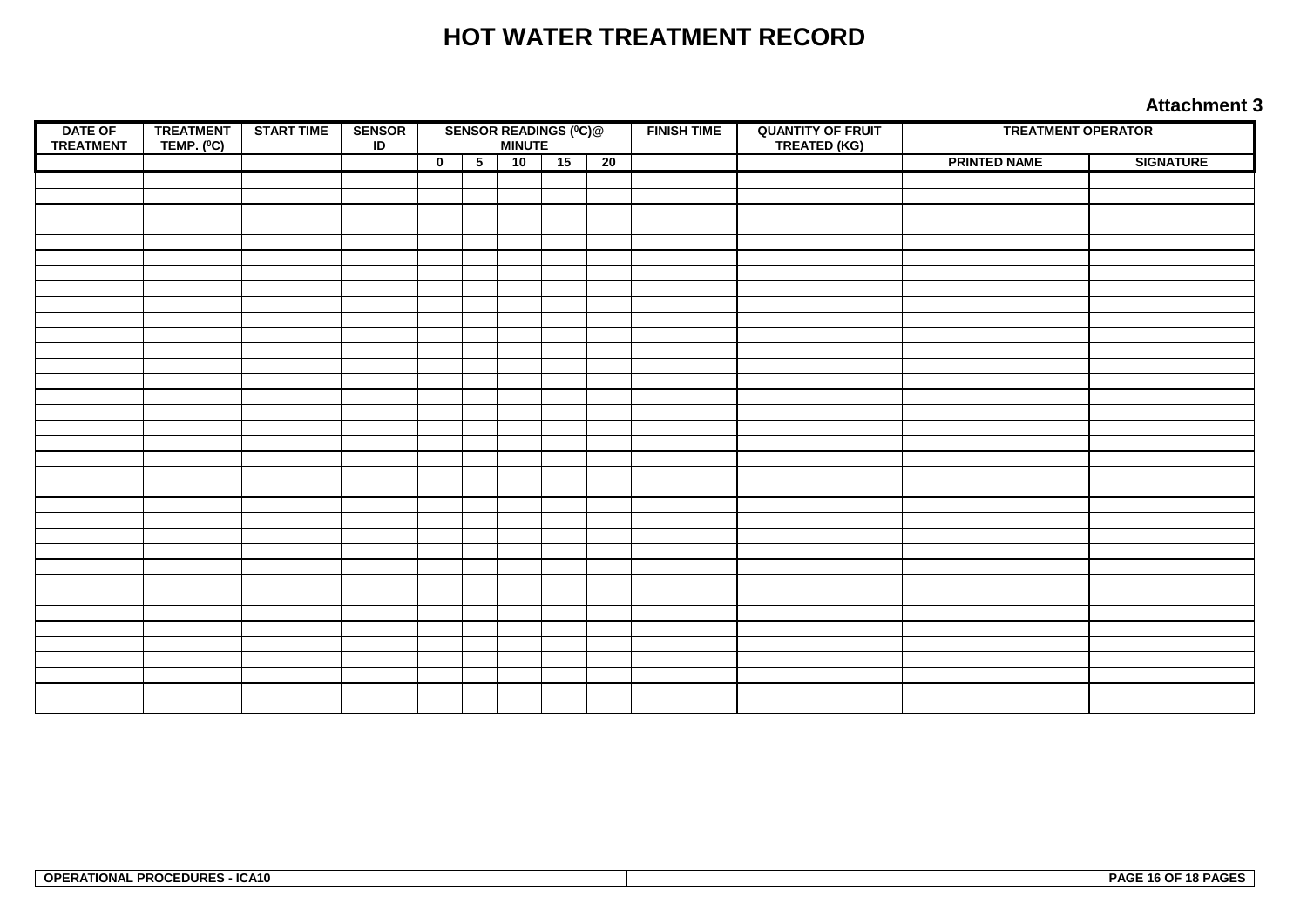# HOT WATER TREATMENT RECORD

**Attachment 3**

| DATE OF TREATMENT | TREATMENT TEMP. (⁰C) | START TIME | SENSOR ID | SENSOR READINGS (⁰C)@ MINUTE | | | | | FINISH TIME | QUANTITY OF FRUIT TREATED (KG) | TREATMENT OPERATOR | |
|---|---|---|---|---|---|---|---|---|---|---|---|---|
| | | | | 0 | 5 | 10 | 15 | 20 | | | PRINTED NAME | SIGNATURE |
| | | | | | | | | | | | | |
| | | | | | | | | | | | | |
| | | | | | | | | | | | | |
| | | | | | | | | | | | | |
| | | | | | | | | | | | | |
| | | | | | | | | | | | | |
| | | | | | | | | | | | | |
| | | | | | | | | | | | | |
| | | | | | | | | | | | | |
| | | | | | | | | | | | | |
| | | | | | | | | | | | | |
| | | | | | | | | | | | | |
| | | | | | | | | | | | | |
| | | | | | | | | | | | | |
| | | | | | | | | | | | | |
| | | | | | | | | | | | | |
| | | | | | | | | | | | | |
| | | | | | | | | | | | | |
| | | | | | | | | | | | | |
| | | | | | | | | | | | | |
| | | | | | | | | | | | | |
| | | | | | | | | | | | | |
| | | | | | | | | | | | | |
| | | | | | | | | | | | | |
| | | | | | | | | | | | | |
| | | | | | | | | | | | | |
| | | | | | | | | | | | | |
| | | | | | | | | | | | | |
| | | | | | | | | | | | | |
| | | | | | | | | | | | | |
| | | | | | | | | | | | | |
| | | | | | | | | | | | | |
| | | | | | | | | | | | | |
| | | | | | | | | | | | | |
| | | | | | | | | | | | | |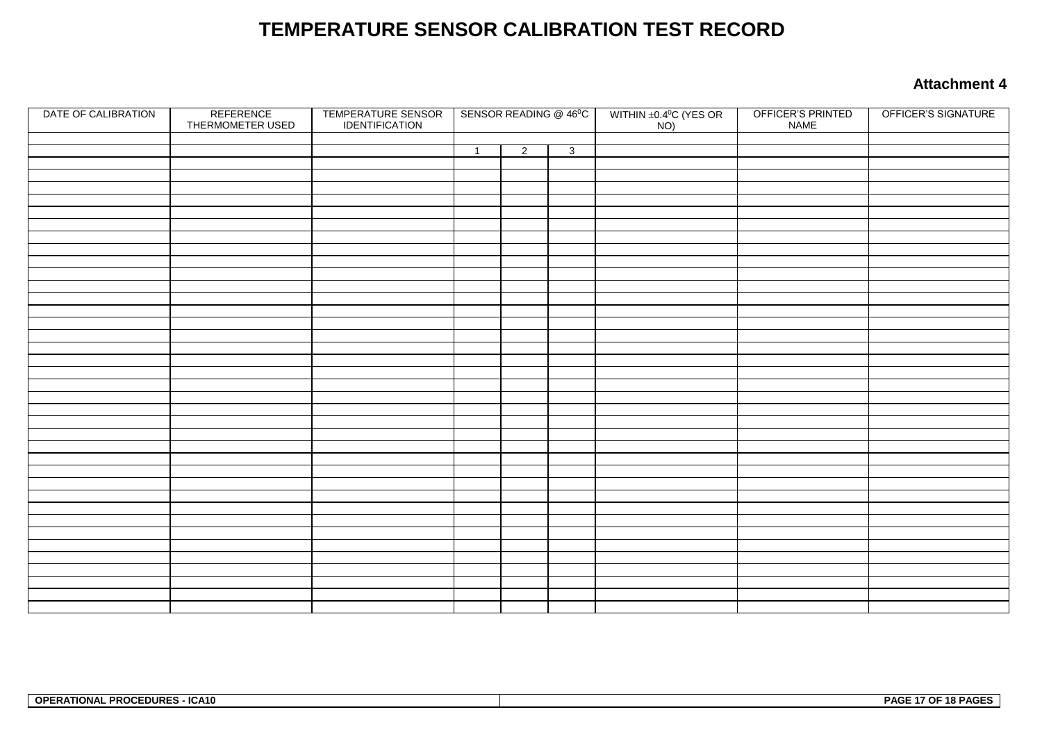# TEMPERATURE SENSOR CALIBRATION TEST RECORD

**Attachment 4**

| DATE OF CALIBRATION | REFERENCE THERMOMETER USED | TEMPERATURE SENSOR IDENTIFICATION | SENSOR READING @ 46$^0$C | | | WITHIN ±0.4$^0$C (YES OR NO) | OFFICER'S PRINTED NAME | OFFICER'S SIGNATURE |
|---|---|---|---|---|---|---|---|---|
| | | | 1 | 2 | 3 | | | |
| | | | | | | | | |
| | | | | | | | | |
| | | | | | | | | |
| | | | | | | | | |
| | | | | | | | | |
| | | | | | | | | |
| | | | | | | | | |
| | | | | | | | | |
| | | | | | | | | |
| | | | | | | | | |
| | | | | | | | | |
| | | | | | | | | |
| | | | | | | | | |
| | | | | | | | | |
| | | | | | | | | |
| | | | | | | | | |
| | | | | | | | | |
| | | | | | | | | |
| | | | | | | | | |
| | | | | | | | | |
| | | | | | | | | |
| | | | | | | | | |
| | | | | | | | | |
| | | | | | | | | |
| | | | | | | | | |
| | | | | | | | | |
| | | | | | | | | |
| | | | | | | | | |
| | | | | | | | | |
| | | | | | | | | |
| | | | | | | | | |
| | | | | | | | | |
| | | | | | | | | |
| | | | | | | | | |
| | | | | | | | | |
| | | | | | | | | |
| | | | | | | | | |